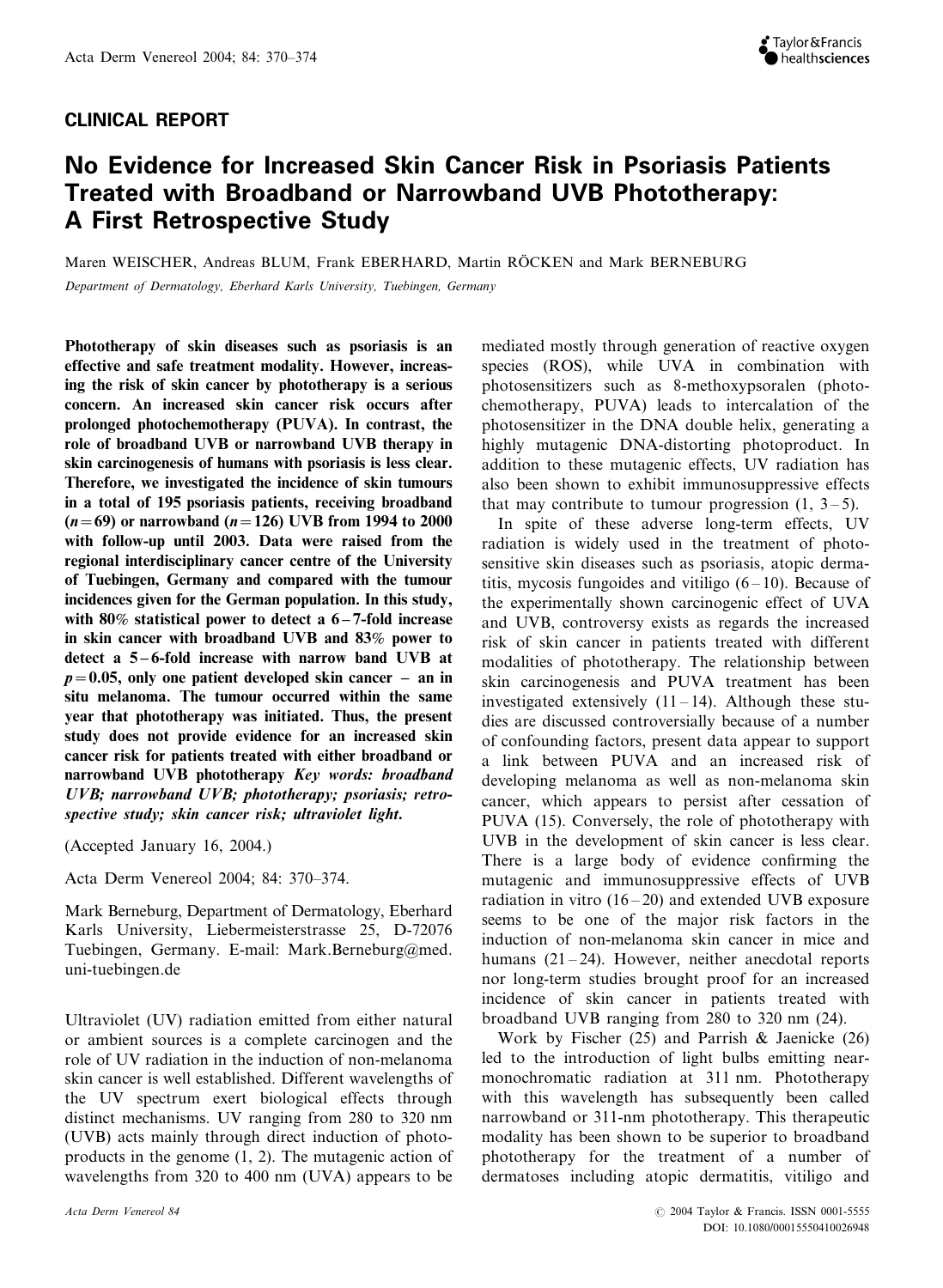## CLINICAL REPORT

# No Evidence for Increased Skin Cancer Risk in Psoriasis Patients Treated with Broadband or Narrowband UVB Phototherapy: A First Retrospective Study

Maren WEISCHER, Andreas BLUM, Frank EBERHARD, Martin RÖCKEN and Mark BERNEBURG

*Department of Dermatology, Eberhard Karls University, Tuebingen, Germany*

**Phototherapy of skin diseases such as psoriasis is an effective and safe treatment modality. However, increasing the risk of skin cancer by phototherapy is a serious concern. An increased skin cancer risk occurs after prolonged photochemotherapy (PUVA). In contrast, the role of broadband UVB or narrowband UVB therapy in skin carcinogenesis of humans with psoriasis is less clear. Therefore, we investigated the incidence of skin tumours in a total of 195 psoriasis patients, receiving broadband ($n = 69$) or narrowband ($n = 126$) UVB from 1994 to 2000 with follow-up until 2003. Data were raised from the regional interdisciplinary cancer centre of the University of Tuebingen, Germany and compared with the tumour incidences given for the German population. In this study, with 80% statistical power to detect a 6–7-fold increase in skin cancer with broadband UVB and 83% power to detect a 5–6-fold increase with narrow band UVB at $p = 0.05$, only one patient developed skin cancer – an in situ melanoma. The tumour occurred within the same year that phototherapy was initiated. Thus, the present study does not provide evidence for an increased skin cancer risk for patients treated with either broadband or narrowband UVB phototherapy** ***Key words: broadband UVB; narrowband UVB; phototherapy; psoriasis; retrospective study; skin cancer risk; ultraviolet light.***

(Accepted January 16, 2004.)

Acta Derm Venereol 2004; 84: 370–374.

Mark Berneburg, Department of Dermatology, Eberhard Karls University, Liebermeisterstrasse 25, D-72076 Tuebingen, Germany. E-mail: Mark.Berneburg@med.uni-tuebingen.de

Ultraviolet (UV) radiation emitted from either natural or ambient sources is a complete carcinogen and the role of UV radiation in the induction of non-melanoma skin cancer is well established. Different wavelengths of the UV spectrum exert biological effects through distinct mechanisms. UV ranging from 280 to 320 nm (UVB) acts mainly through direct induction of photoproducts in the genome (1, 2). The mutagenic action of wavelengths from 320 to 400 nm (UVA) appears to be mediated mostly through generation of reactive oxygen species (ROS), while UVA in combination with photosensitizers such as 8-methoxypsoralen (photochemotherapy, PUVA) leads to intercalation of the photosensitizer in the DNA double helix, generating a highly mutagenic DNA-distorting photoproduct. In addition to these mutagenic effects, UV radiation has also been shown to exhibit immunosuppressive effects that may contribute to tumour progression (1, 3–5).

In spite of these adverse long-term effects, UV radiation is widely used in the treatment of photosensitive skin diseases such as psoriasis, atopic dermatitis, mycosis fungoides and vitiligo (6–10). Because of the experimentally shown carcinogenic effect of UVA and UVB, controversy exists as regards the increased risk of skin cancer in patients treated with different modalities of phototherapy. The relationship between skin carcinogenesis and PUVA treatment has been investigated extensively (11–14). Although these studies are discussed controversially because of a number of confounding factors, present data appear to support a link between PUVA and an increased risk of developing melanoma as well as non-melanoma skin cancer, which appears to persist after cessation of PUVA (15). Conversely, the role of phototherapy with UVB in the development of skin cancer is less clear. There is a large body of evidence confirming the mutagenic and immunosuppressive effects of UVB radiation in vitro (16–20) and extended UVB exposure seems to be one of the major risk factors in the induction of non-melanoma skin cancer in mice and humans (21–24). However, neither anecdotal reports nor long-term studies brought proof for an increased incidence of skin cancer in patients treated with broadband UVB ranging from 280 to 320 nm (24).

Work by Fischer (25) and Parrish & Jaenicke (26) led to the introduction of light bulbs emitting near-monochromatic radiation at 311 nm. Phototherapy with this wavelength has subsequently been called narrowband or 311-nm phototherapy. This therapeutic modality has been shown to be superior to broadband phototherapy for the treatment of a number of dermatoses including atopic dermatitis, vitiligo and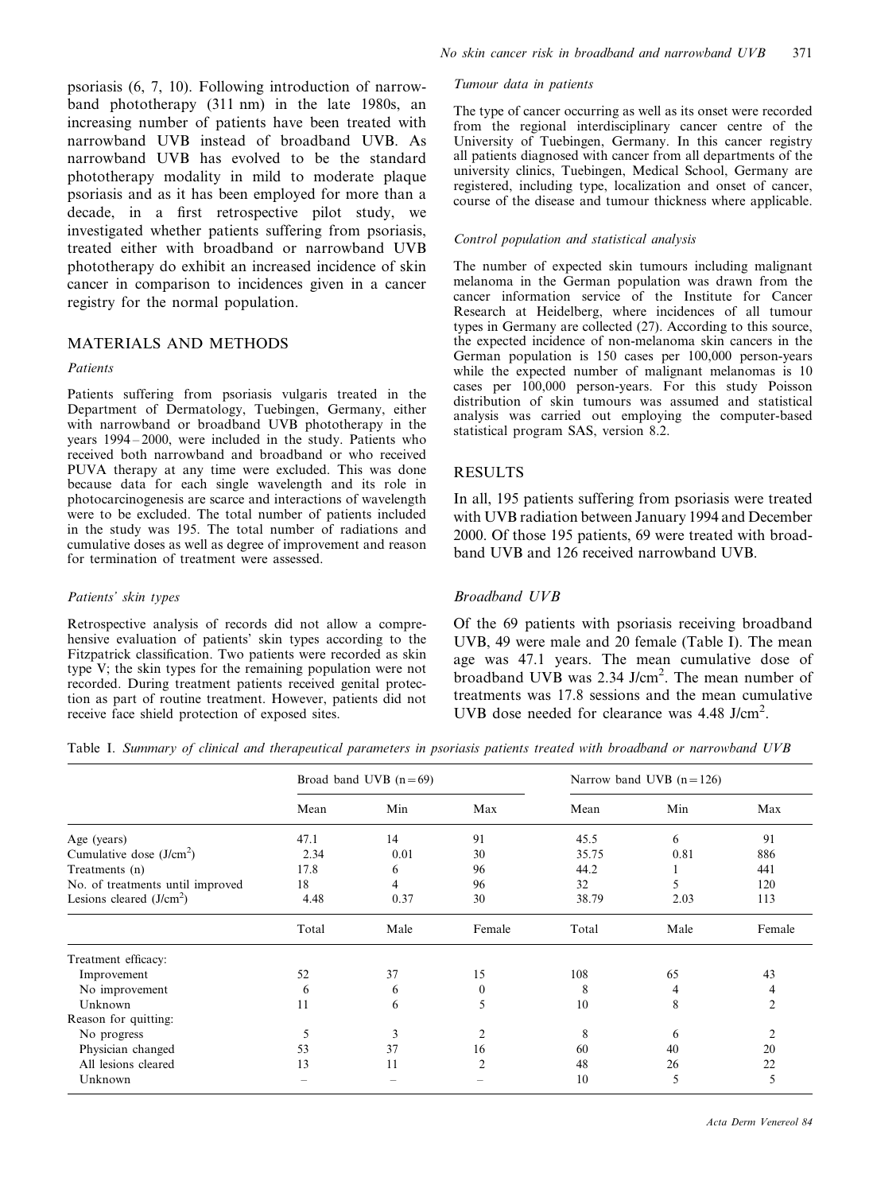psoriasis (6, 7, 10). Following introduction of narrowband phototherapy (311 nm) in the late 1980s, an increasing number of patients have been treated with narrowband UVB instead of broadband UVB. As narrowband UVB has evolved to be the standard phototherapy modality in mild to moderate plaque psoriasis and as it has been employed for more than a decade, in a first retrospective pilot study, we investigated whether patients suffering from psoriasis, treated either with broadband or narrowband UVB phototherapy do exhibit an increased incidence of skin cancer in comparison to incidences given in a cancer registry for the normal population.

## MATERIALS AND METHODS

### *Patients*

Patients suffering from psoriasis vulgaris treated in the Department of Dermatology, Tuebingen, Germany, either with narrowband or broadband UVB phototherapy in the years 1994–2000, were included in the study. Patients who received both narrowband and broadband or who received PUVA therapy at any time were excluded. This was done because data for each single wavelength and its role in photocarcinogenesis are scarce and interactions of wavelength were to be excluded. The total number of patients included in the study was 195. The total number of radiations and cumulative doses as well as degree of improvement and reason for termination of treatment were assessed.

### *Patients' skin types*

Retrospective analysis of records did not allow a comprehensive evaluation of patients' skin types according to the Fitzpatrick classification. Two patients were recorded as skin type V; the skin types for the remaining population were not recorded. During treatment patients received genital protection as part of routine treatment. However, patients did not receive face shield protection of exposed sites.

### *Tumour data in patients*

The type of cancer occurring as well as its onset were recorded from the regional interdisciplinary cancer centre of the University of Tuebingen, Germany. In this cancer registry all patients diagnosed with cancer from all departments of the university clinics, Tuebingen, Medical School, Germany are registered, including type, localization and onset of cancer, course of the disease and tumour thickness where applicable.

### *Control population and statistical analysis*

The number of expected skin tumours including malignant melanoma in the German population was drawn from the cancer information service of the Institute for Cancer Research at Heidelberg, where incidences of all tumour types in Germany are collected (27). According to this source, the expected incidence of non-melanoma skin cancers in the German population is 150 cases per 100,000 person-years while the expected number of malignant melanomas is 10 cases per 100,000 person-years. For this study Poisson distribution of skin tumours was assumed and statistical analysis was carried out employing the computer-based statistical program SAS, version 8.2.

## RESULTS

In all, 195 patients suffering from psoriasis were treated with UVB radiation between January 1994 and December 2000. Of those 195 patients, 69 were treated with broadband UVB and 126 received narrowband UVB.

### *Broadband UVB*

Of the 69 patients with psoriasis receiving broadband UVB, 49 were male and 20 female (Table I). The mean age was 47.1 years. The mean cumulative dose of broadband UVB was 2.34 J/cm². The mean number of treatments was 17.8 sessions and the mean cumulative UVB dose needed for clearance was 4.48 J/cm².

Table I. *Summary of clinical and therapeutical parameters in psoriasis patients treated with broadband or narrowband UVB*

| | Broad band UVB (n=69) | | | Narrow band UVB (n=126) | | |
|---|---|---|---|---|---|---|
| | Mean | Min | Max | Mean | Min | Max |
| Age (years) | 47.1 | 14 | 91 | 45.5 | 6 | 91 |
| Cumulative dose (J/cm²) | 2.34 | 0.01 | 30 | 35.75 | 0.81 | 886 |
| Treatments (n) | 17.8 | 6 | 96 | 44.2 | 1 | 441 |
| No. of treatments until improved | 18 | 4 | 96 | 32 | 5 | 120 |
| Lesions cleared (J/cm²) | 4.48 | 0.37 | 30 | 38.79 | 2.03 | 113 |
| | Total | Male | Female | Total | Male | Female |
| Treatment efficacy: | | | | | | |
| Improvement | 52 | 37 | 15 | 108 | 65 | 43 |
| No improvement | 6 | 6 | 0 | 8 | 4 | 4 |
| Unknown | 11 | 6 | 5 | 10 | 8 | 2 |
| Reason for quitting: | | | | | | |
| No progress | 5 | 3 | 2 | 8 | 6 | 2 |
| Physician changed | 53 | 37 | 16 | 60 | 40 | 20 |
| All lesions cleared | 13 | 11 | 2 | 48 | 26 | 22 |
| Unknown | – | – | – | 10 | 5 | 5 |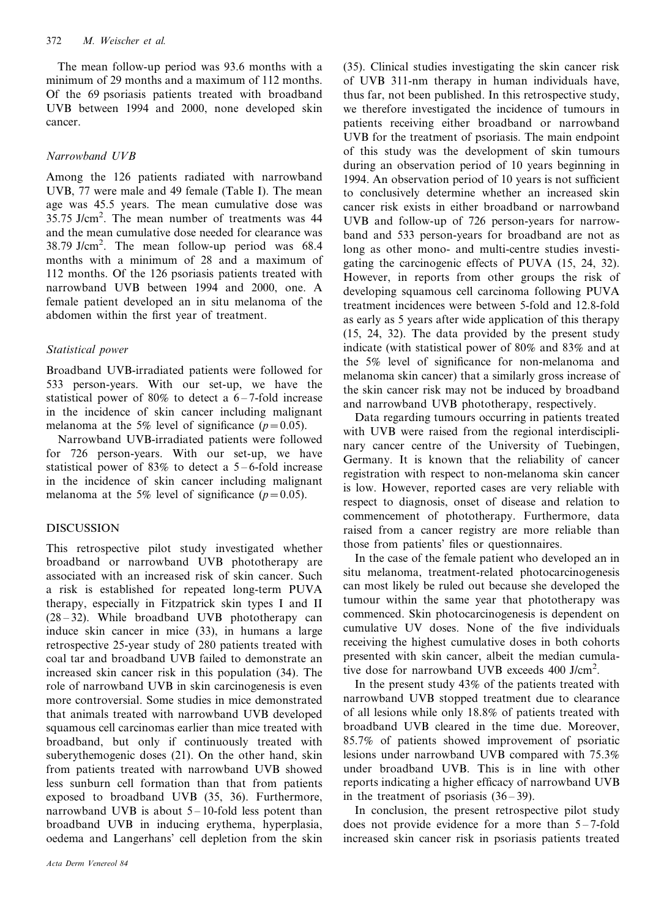The mean follow-up period was 93.6 months with a minimum of 29 months and a maximum of 112 months. Of the 69 psoriasis patients treated with broadband UVB between 1994 and 2000, none developed skin cancer.

### *Narrowband UVB*

Among the 126 patients radiated with narrowband UVB, 77 were male and 49 female (Table I). The mean age was 45.5 years. The mean cumulative dose was 35.75 J/cm$^2$. The mean number of treatments was 44 and the mean cumulative dose needed for clearance was 38.79 J/cm$^2$. The mean follow-up period was 68.4 months with a minimum of 28 and a maximum of 112 months. Of the 126 psoriasis patients treated with narrowband UVB between 1994 and 2000, one. A female patient developed an in situ melanoma of the abdomen within the first year of treatment.

### *Statistical power*

Broadband UVB-irradiated patients were followed for 533 person-years. With our set-up, we have the statistical power of 80% to detect a 6–7-fold increase in the incidence of skin cancer including malignant melanoma at the 5% level of significance ($p=0.05$).

Narrowband UVB-irradiated patients were followed for 726 person-years. With our set-up, we have statistical power of 83% to detect a 5–6-fold increase in the incidence of skin cancer including malignant melanoma at the 5% level of significance ($p=0.05$).

## DISCUSSION

This retrospective pilot study investigated whether broadband or narrowband UVB phototherapy are associated with an increased risk of skin cancer. Such a risk is established for repeated long-term PUVA therapy, especially in Fitzpatrick skin types I and II (28–32). While broadband UVB phototherapy can induce skin cancer in mice (33), in humans a large retrospective 25-year study of 280 patients treated with coal tar and broadband UVB failed to demonstrate an increased skin cancer risk in this population (34). The role of narrowband UVB in skin carcinogenesis is even more controversial. Some studies in mice demonstrated that animals treated with narrowband UVB developed squamous cell carcinomas earlier than mice treated with broadband, but only if continuously treated with suberythemogenic doses (21). On the other hand, skin from patients treated with narrowband UVB showed less sunburn cell formation than that from patients exposed to broadband UVB (35, 36). Furthermore, narrowband UVB is about 5–10-fold less potent than broadband UVB in inducing erythema, hyperplasia, oedema and Langerhans' cell depletion from the skin (35). Clinical studies investigating the skin cancer risk of UVB 311-nm therapy in human individuals have, thus far, not been published. In this retrospective study, we therefore investigated the incidence of tumours in patients receiving either broadband or narrowband UVB for the treatment of psoriasis. The main endpoint of this study was the development of skin tumours during an observation period of 10 years beginning in 1994. An observation period of 10 years is not sufficient to conclusively determine whether an increased skin cancer risk exists in either broadband or narrowband UVB and follow-up of 726 person-years for narrowband and 533 person-years for broadband are not as long as other mono- and multi-centre studies investigating the carcinogenic effects of PUVA (15, 24, 32). However, in reports from other groups the risk of developing squamous cell carcinoma following PUVA treatment incidences were between 5-fold and 12.8-fold as early as 5 years after wide application of this therapy (15, 24, 32). The data provided by the present study indicate (with statistical power of 80% and 83% and at the 5% level of significance for non-melanoma and melanoma skin cancer) that a similarly gross increase of the skin cancer risk may not be induced by broadband and narrowband UVB phototherapy, respectively.

Data regarding tumours occurring in patients treated with UVB were raised from the regional interdisciplinary cancer centre of the University of Tuebingen, Germany. It is known that the reliability of cancer registration with respect to non-melanoma skin cancer is low. However, reported cases are very reliable with respect to diagnosis, onset of disease and relation to commencement of phototherapy. Furthermore, data raised from a cancer registry are more reliable than those from patients' files or questionnaires.

In the case of the female patient who developed an in situ melanoma, treatment-related photocarcinogenesis can most likely be ruled out because she developed the tumour within the same year that phototherapy was commenced. Skin photocarcinogenesis is dependent on cumulative UV doses. None of the five individuals receiving the highest cumulative doses in both cohorts presented with skin cancer, albeit the median cumulative dose for narrowband UVB exceeds 400 J/cm$^2$.

In the present study 43% of the patients treated with narrowband UVB stopped treatment due to clearance of all lesions while only 18.8% of patients treated with broadband UVB cleared in the time due. Moreover, 85.7% of patients showed improvement of psoriatic lesions under narrowband UVB compared with 75.3% under broadband UVB. This is in line with other reports indicating a higher efficacy of narrowband UVB in the treatment of psoriasis (36–39).

In conclusion, the present retrospective pilot study does not provide evidence for a more than 5–7-fold increased skin cancer risk in psoriasis patients treated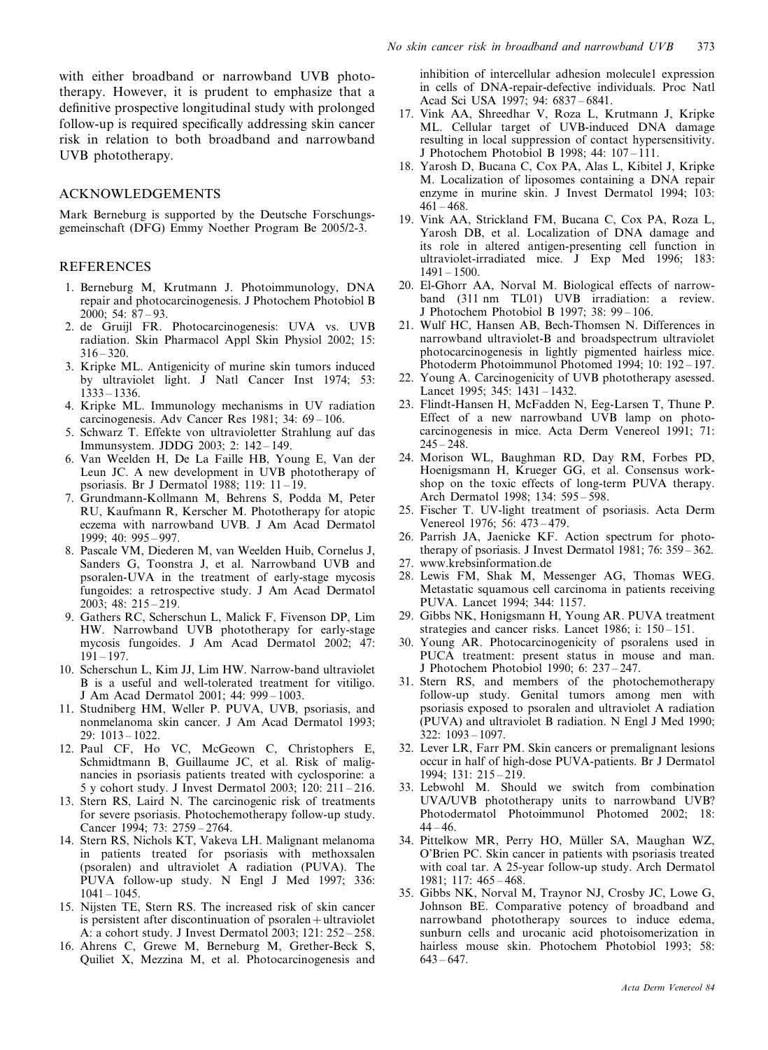with either broadband or narrowband UVB phototherapy. However, it is prudent to emphasize that a definitive prospective longitudinal study with prolonged follow-up is required specifically addressing skin cancer risk in relation to both broadband and narrowband UVB phototherapy.

## ACKNOWLEDGEMENTS

Mark Berneburg is supported by the Deutsche Forschungsgemeinschaft (DFG) Emmy Noether Program Be 2005/2-3.

## REFERENCES

1. Berneburg M, Krutmann J. Photoimmunology, DNA repair and photocarcinogenesis. J Photochem Photobiol B 2000; 54: 87 – 93.
2. de Gruijl FR. Photocarcinogenesis: UVA vs. UVB radiation. Skin Pharmacol Appl Skin Physiol 2002; 15: 316 – 320.
3. Kripke ML. Antigenicity of murine skin tumors induced by ultraviolet light. J Natl Cancer Inst 1974; 53: 1333 – 1336.
4. Kripke ML. Immunology mechanisms in UV radiation carcinogenesis. Adv Cancer Res 1981; 34: 69 – 106.
5. Schwarz T. Effekte von ultravioletter Strahlung auf das Immunsystem. JDDG 2003; 2: 142 – 149.
6. Van Weelden H, De La Faille HB, Young E, Van der Leun JC. A new development in UVB phototherapy of psoriasis. Br J Dermatol 1988; 119: 11 – 19.
7. Grundmann-Kollmann M, Behrens S, Podda M, Peter RU, Kaufmann R, Kerscher M. Phototherapy for atopic eczema with narrowband UVB. J Am Acad Dermatol 1999; 40: 995 – 997.
8. Pascale VM, Diederen M, van Weelden Huib, Cornelus J, Sanders G, Toonstra J, et al. Narrowband UVB and psoralen-UVA in the treatment of early-stage mycosis fungoides: a retrospective study. J Am Acad Dermatol 2003; 48: 215 – 219.
9. Gathers RC, Scherschun L, Malick F, Fivenson DP, Lim HW. Narrowband UVB phototherapy for early-stage mycosis fungoides. J Am Acad Dermatol 2002; 47: 191 – 197.
10. Scherschun L, Kim JJ, Lim HW. Narrow-band ultraviolet B is a useful and well-tolerated treatment for vitiligo. J Am Acad Dermatol 2001; 44: 999 – 1003.
11. Studniberg HM, Weller P. PUVA, UVB, psoriasis, and nonmelanoma skin cancer. J Am Acad Dermatol 1993; 29: 1013 – 1022.
12. Paul CF, Ho VC, McGeown C, Christophers E, Schmidtmann B, Guillaume JC, et al. Risk of malignancies in psoriasis patients treated with cyclosporine: a 5 y cohort study. J Invest Dermatol 2003; 120: 211 – 216.
13. Stern RS, Laird N. The carcinogenic risk of treatments for severe psoriasis. Photochemotherapy follow-up study. Cancer 1994; 73: 2759 – 2764.
14. Stern RS, Nichols KT, Vakeva LH. Malignant melanoma in patients treated for psoriasis with methoxsalen (psoralen) and ultraviolet A radiation (PUVA). The PUVA follow-up study. N Engl J Med 1997; 336: 1041 – 1045.
15. Nijsten TE, Stern RS. The increased risk of skin cancer is persistent after discontinuation of psoralen + ultraviolet A: a cohort study. J Invest Dermatol 2003; 121: 252 – 258.
16. Ahrens C, Grewe M, Berneburg M, Grether-Beck S, Quiliet X, Mezzina M, et al. Photocarcinogenesis and inhibition of intercellular adhesion molecule1 expression in cells of DNA-repair-defective individuals. Proc Natl Acad Sci USA 1997; 94: 6837 – 6841.
17. Vink AA, Shreedhar V, Roza L, Krutmann J, Kripke ML. Cellular target of UVB-induced DNA damage resulting in local suppression of contact hypersensitivity. J Photochem Photobiol B 1998; 44: 107 – 111.
18. Yarosh D, Bucana C, Cox PA, Alas L, Kibitel J, Kripke M. Localization of liposomes containing a DNA repair enzyme in murine skin. J Invest Dermatol 1994; 103: 461 – 468.
19. Vink AA, Strickland FM, Bucana C, Cox PA, Roza L, Yarosh DB, et al. Localization of DNA damage and its role in altered antigen-presenting cell function in ultraviolet-irradiated mice. J Exp Med 1996; 183: 1491 – 1500.
20. El-Ghorr AA, Norval M. Biological effects of narrowband (311 nm TL01) UVB irradiation: a review. J Photochem Photobiol B 1997; 38: 99 – 106.
21. Wulf HC, Hansen AB, Bech-Thomsen N. Differences in narrowband ultraviolet-B and broadspectrum ultraviolet photocarcinogenesis in lightly pigmented hairless mice. Photoderm Photoimmunol Photomed 1994; 10: 192 – 197.
22. Young A. Carcinogenicity of UVB phototherapy asessed. Lancet 1995; 345: 1431 – 1432.
23. Flindt-Hansen H, McFadden N, Eeg-Larsen T, Thune P. Effect of a new narrowband UVB lamp on photocarcinogenesis in mice. Acta Derm Venereol 1991; 71: 245 – 248.
24. Morison WL, Baughman RD, Day RM, Forbes PD, Hoenigsmann H, Krueger GG, et al. Consensus workshop on the toxic effects of long-term PUVA therapy. Arch Dermatol 1998; 134: 595 – 598.
25. Fischer T. UV-light treatment of psoriasis. Acta Derm Venereol 1976; 56: 473 – 479.
26. Parrish JA, Jaenicke KF. Action spectrum for phototherapy of psoriasis. J Invest Dermatol 1981; 76: 359 – 362.
27. www.krebsinformation.de
28. Lewis FM, Shak M, Messenger AG, Thomas WEG. Metastatic squamous cell carcinoma in patients receiving PUVA. Lancet 1994; 344: 1157.
29. Gibbs NK, Honigsmann H, Young AR. PUVA treatment strategies and cancer risks. Lancet 1986; i: 150 – 151.
30. Young AR. Photocarcinogenicity of psoralens used in PUCA treatment: present status in mouse and man. J Photochem Photobiol 1990; 6: 237 – 247.
31. Stern RS, and members of the photochemotherapy follow-up study. Genital tumors among men with psoriasis exposed to psoralen and ultraviolet A radiation (PUVA) and ultraviolet B radiation. N Engl J Med 1990; 322: 1093 – 1097.
32. Lever LR, Farr PM. Skin cancers or premalignant lesions occur in half of high-dose PUVA-patients. Br J Dermatol 1994; 131: 215 – 219.
33. Lebwohl M. Should we switch from combination UVA/UVB phototherapy units to narrowband UVB? Photodermatol Photoimmunol Photomed 2002; 18: 44 – 46.
34. Pittelkow MR, Perry HO, Müller SA, Maughan WZ, O'Brien PC. Skin cancer in patients with psoriasis treated with coal tar. A 25-year follow-up study. Arch Dermatol 1981; 117: 465 – 468.
35. Gibbs NK, Norval M, Traynor NJ, Crosby JC, Lowe G, Johnson BE. Comparative potency of broadband and narrowband phototherapy sources to induce edema, sunburn cells and urocanic acid photoisomerization in hairless mouse skin. Photochem Photobiol 1993; 58: 643 – 647.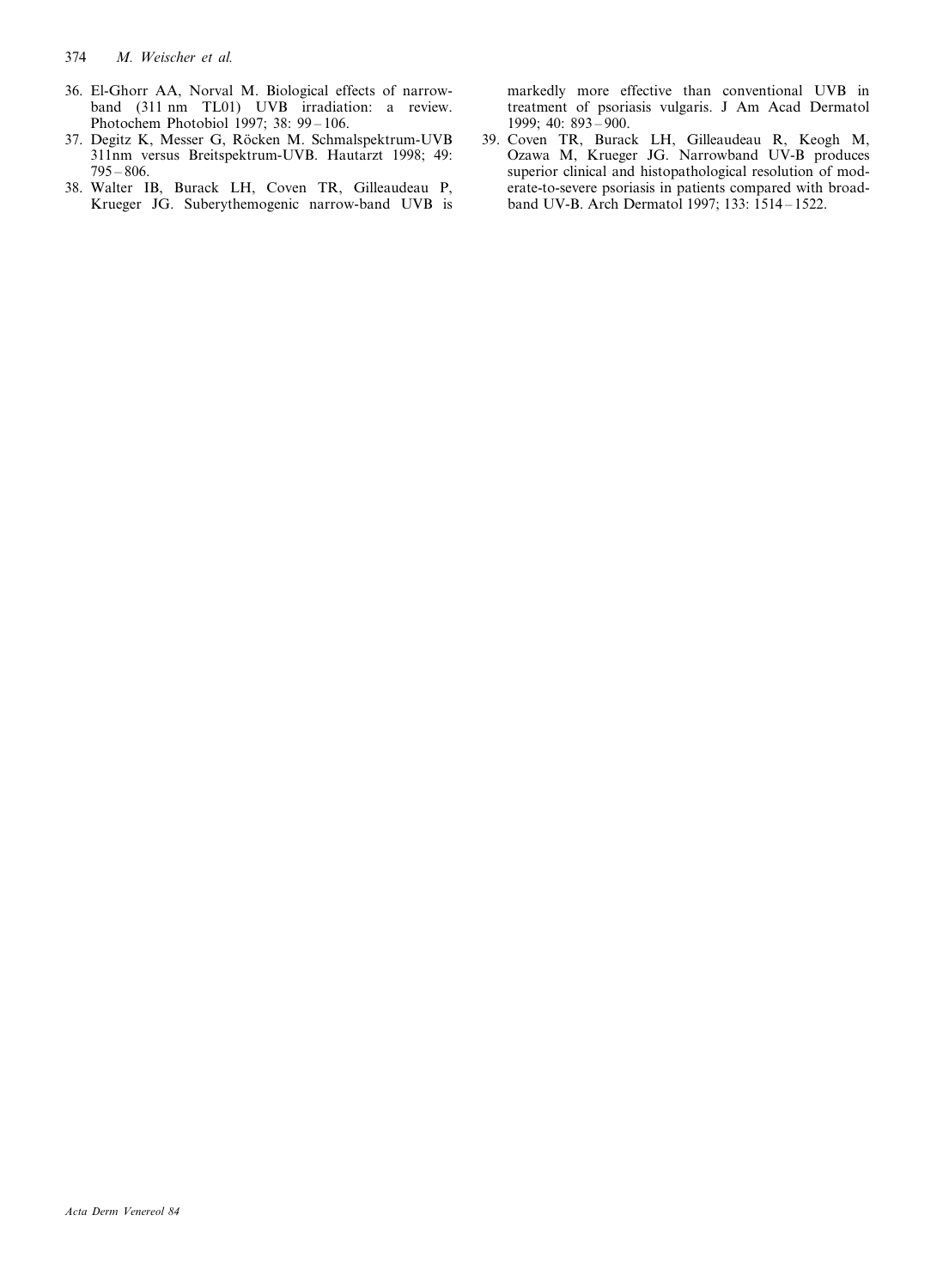36. El-Ghorr AA, Norval M. Biological effects of narrow-band (311 nm TL01) UVB irradiation: a review. Photochem Photobiol 1997; 38: 99 – 106.
37. Degitz K, Messer G, Röcken M. Schmalspektrum-UVB 311nm versus Breitspektrum-UVB. Hautarzt 1998; 49: 795 – 806.
38. Walter IB, Burack LH, Coven TR, Gilleaudeau P, Krueger JG. Suberythemogenic narrow-band UVB is markedly more effective than conventional UVB in treatment of psoriasis vulgaris. J Am Acad Dermatol 1999; 40: 893 – 900.
39. Coven TR, Burack LH, Gilleaudeau R, Keogh M, Ozawa M, Krueger JG. Narrowband UV-B produces superior clinical and histopathological resolution of moderate-to-severe psoriasis in patients compared with broad-band UV-B. Arch Dermatol 1997; 133: 1514 – 1522.